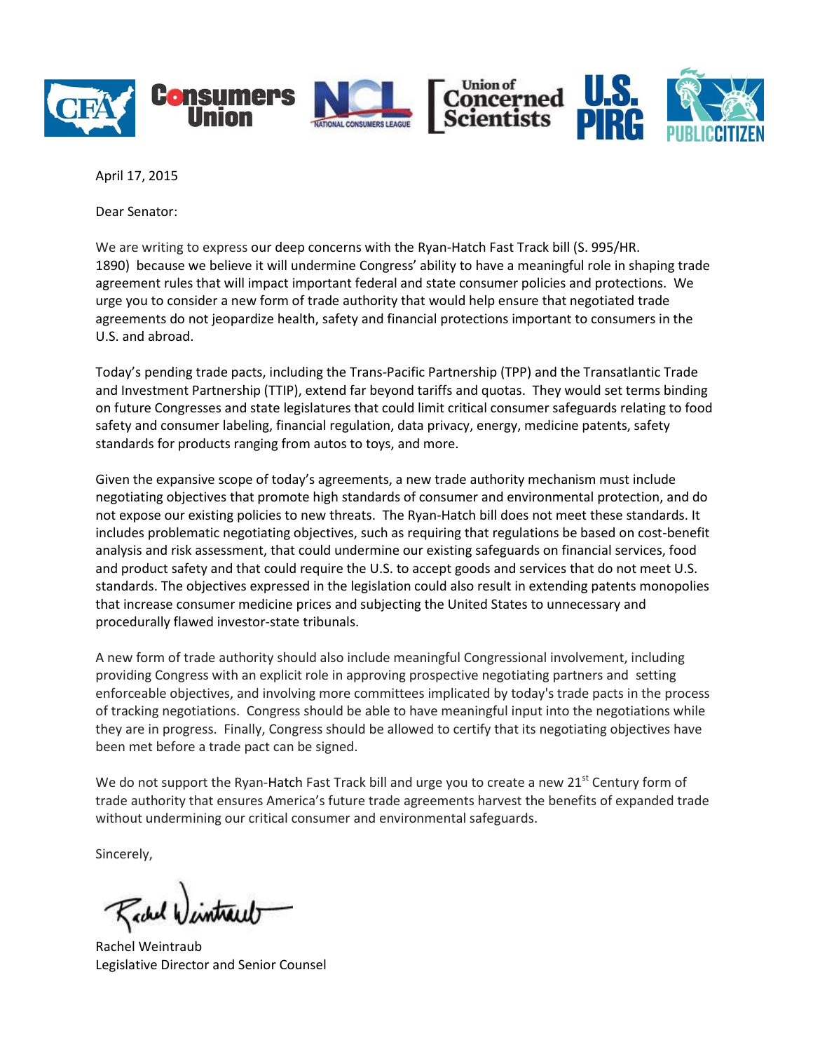April 17, 2015

Dear Senator:

We are writing to express our deep concerns with the Ryan-Hatch Fast Track bill (S. 995/HR. 1890) because we believe it will undermine Congress' ability to have a meaningful role in shaping trade agreement rules that will impact important federal and state consumer policies and protections. We urge you to consider a new form of trade authority that would help ensure that negotiated trade agreements do not jeopardize health, safety and financial protections important to consumers in the U.S. and abroad.

Today's pending trade pacts, including the Trans-Pacific Partnership (TPP) and the Transatlantic Trade and Investment Partnership (TTIP), extend far beyond tariffs and quotas. They would set terms binding on future Congresses and state legislatures that could limit critical consumer safeguards relating to food safety and consumer labeling, financial regulation, data privacy, energy, medicine patents, safety standards for products ranging from autos to toys, and more.

Given the expansive scope of today's agreements, a new trade authority mechanism must include negotiating objectives that promote high standards of consumer and environmental protection, and do not expose our existing policies to new threats. The Ryan-Hatch bill does not meet these standards. It includes problematic negotiating objectives, such as requiring that regulations be based on cost-benefit analysis and risk assessment, that could undermine our existing safeguards on financial services, food and product safety and that could require the U.S. to accept goods and services that do not meet U.S. standards. The objectives expressed in the legislation could also result in extending patents monopolies that increase consumer medicine prices and subjecting the United States to unnecessary and procedurally flawed investor-state tribunals.

A new form of trade authority should also include meaningful Congressional involvement, including providing Congress with an explicit role in approving prospective negotiating partners and setting enforceable objectives, and involving more committees implicated by today's trade pacts in the process of tracking negotiations. Congress should be able to have meaningful input into the negotiations while they are in progress. Finally, Congress should be allowed to certify that its negotiating objectives have been met before a trade pact can be signed.

We do not support the Ryan-Hatch Fast Track bill and urge you to create a new 21st Century form of trade authority that ensures America's future trade agreements harvest the benefits of expanded trade without undermining our critical consumer and environmental safeguards.

Sincerely,

Rachel Weintraub
Legislative Director and Senior Counsel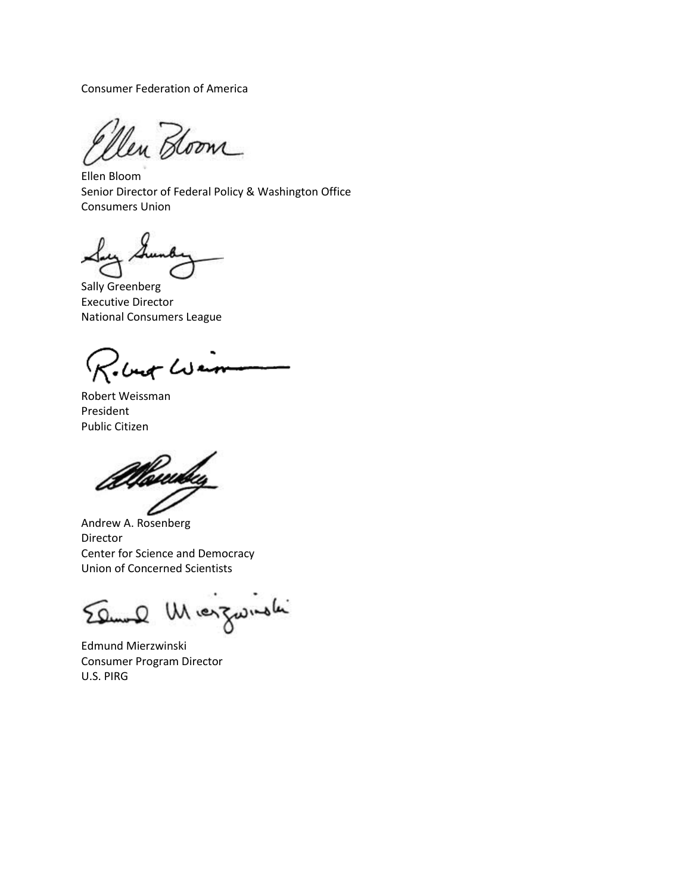Consumer Federation of America

Ellen Bloom
Senior Director of Federal Policy & Washington Office
Consumers Union

Sally Greenberg
Executive Director
National Consumers League

Robert Weissman
President
Public Citizen

Andrew A. Rosenberg
Director
Center for Science and Democracy
Union of Concerned Scientists

Edmund Mierzwinski
Consumer Program Director
U.S. PIRG